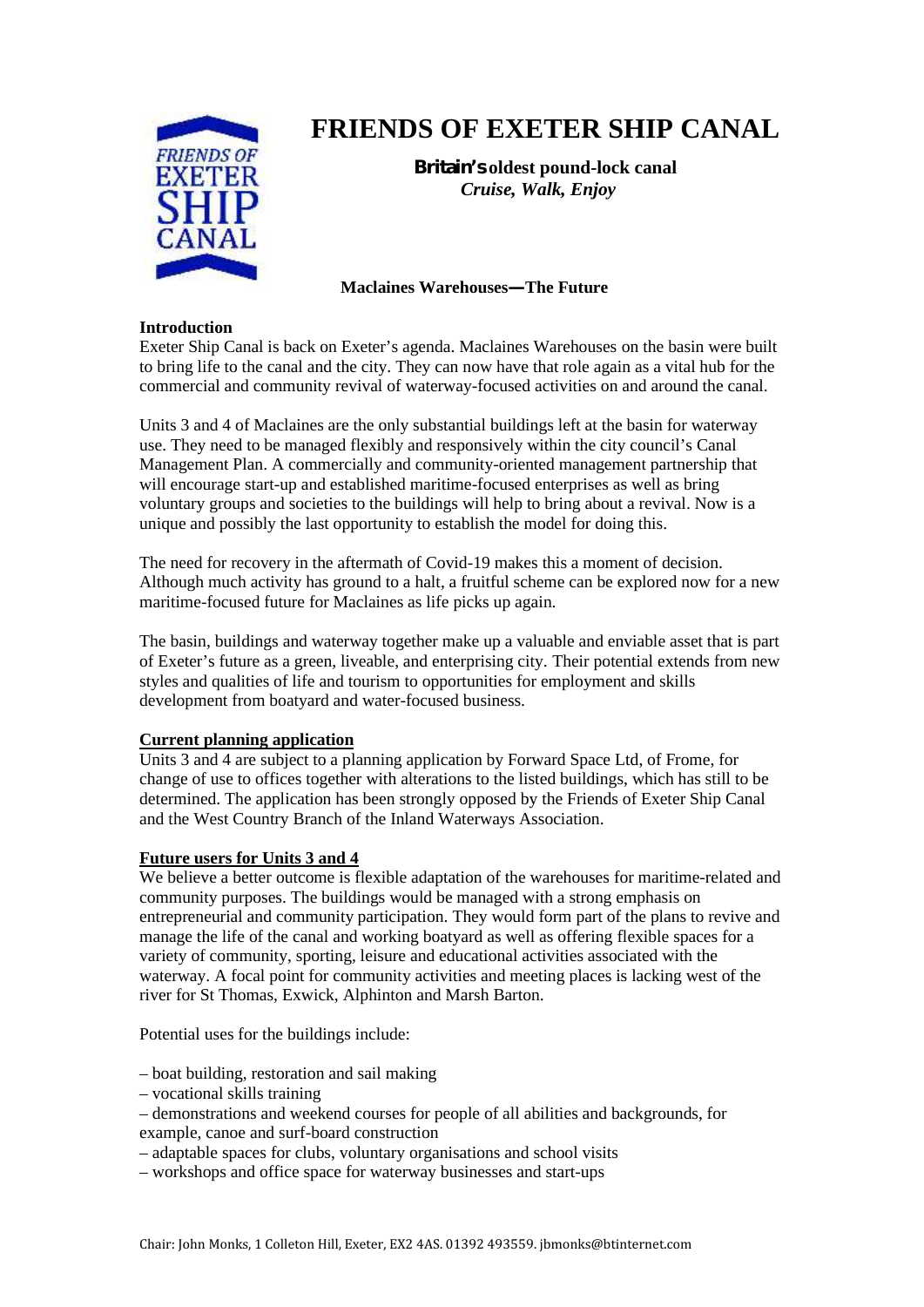# FRIENDS OF EXETER SHIP CANAL

**Britain's oldest pound-lock canal**
***Cruise, Walk, Enjoy***

**Maclaines Warehouses—The Future**

**Introduction**

Exeter Ship Canal is back on Exeter's agenda. Maclaines Warehouses on the basin were built to bring life to the canal and the city. They can now have that role again as a vital hub for the commercial and community revival of waterway-focused activities on and around the canal.

Units 3 and 4 of Maclaines are the only substantial buildings left at the basin for waterway use. They need to be managed flexibly and responsively within the city council's Canal Management Plan. A commercially and community-oriented management partnership that will encourage start-up and established maritime-focused enterprises as well as bring voluntary groups and societies to the buildings will help to bring about a revival. Now is a unique and possibly the last opportunity to establish the model for doing this.

The need for recovery in the aftermath of Covid-19 makes this a moment of decision. Although much activity has ground to a halt, a fruitful scheme can be explored now for a new maritime-focused future for Maclaines as life picks up again.

The basin, buildings and waterway together make up a valuable and enviable asset that is part of Exeter's future as a green, liveable, and enterprising city. Their potential extends from new styles and qualities of life and tourism to opportunities for employment and skills development from boatyard and water-focused business.

**Current planning application**

Units 3 and 4 are subject to a planning application by Forward Space Ltd, of Frome, for change of use to offices together with alterations to the listed buildings, which has still to be determined. The application has been strongly opposed by the Friends of Exeter Ship Canal and the West Country Branch of the Inland Waterways Association.

**Future users for Units 3 and 4**

We believe a better outcome is flexible adaptation of the warehouses for maritime-related and community purposes. The buildings would be managed with a strong emphasis on entrepreneurial and community participation. They would form part of the plans to revive and manage the life of the canal and working boatyard as well as offering flexible spaces for a variety of community, sporting, leisure and educational activities associated with the waterway. A focal point for community activities and meeting places is lacking west of the river for St Thomas, Exwick, Alphinton and Marsh Barton.

Potential uses for the buildings include:

– boat building, restoration and sail making
– vocational skills training
– demonstrations and weekend courses for people of all abilities and backgrounds, for example, canoe and surf-board construction
– adaptable spaces for clubs, voluntary organisations and school visits
– workshops and office space for waterway businesses and start-ups

Chair: John Monks, 1 Colleton Hill, Exeter, EX2 4AS. 01392 493559. jbmonks@btinternet.com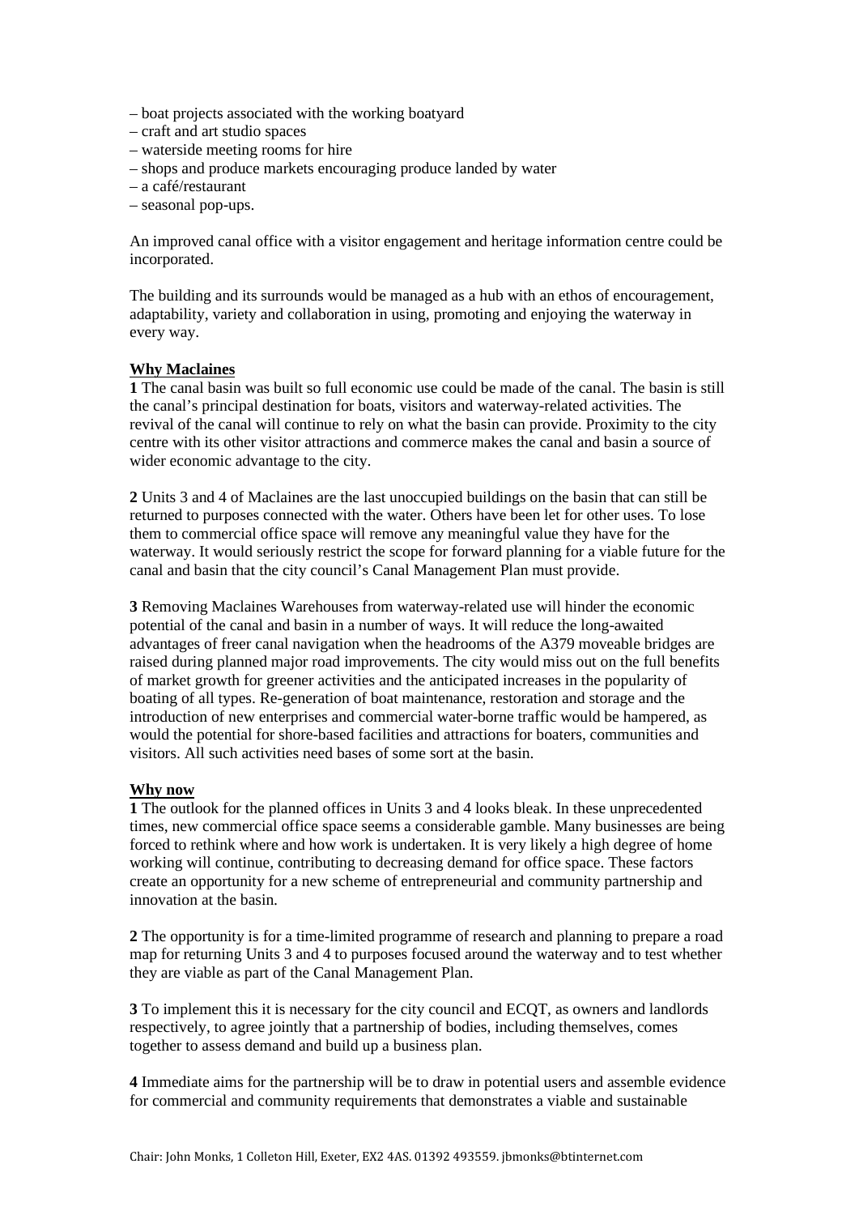– boat projects associated with the working boatyard
– craft and art studio spaces
– waterside meeting rooms for hire
– shops and produce markets encouraging produce landed by water
– a café/restaurant
– seasonal pop-ups.

An improved canal office with a visitor engagement and heritage information centre could be incorporated.

The building and its surrounds would be managed as a hub with an ethos of encouragement, adaptability, variety and collaboration in using, promoting and enjoying the waterway in every way.

**Why Maclaines**

**1** The canal basin was built so full economic use could be made of the canal. The basin is still the canal's principal destination for boats, visitors and waterway-related activities. The revival of the canal will continue to rely on what the basin can provide. Proximity to the city centre with its other visitor attractions and commerce makes the canal and basin a source of wider economic advantage to the city.

**2** Units 3 and 4 of Maclaines are the last unoccupied buildings on the basin that can still be returned to purposes connected with the water. Others have been let for other uses. To lose them to commercial office space will remove any meaningful value they have for the waterway. It would seriously restrict the scope for forward planning for a viable future for the canal and basin that the city council's Canal Management Plan must provide.

**3** Removing Maclaines Warehouses from waterway-related use will hinder the economic potential of the canal and basin in a number of ways. It will reduce the long-awaited advantages of freer canal navigation when the headrooms of the A379 moveable bridges are raised during planned major road improvements. The city would miss out on the full benefits of market growth for greener activities and the anticipated increases in the popularity of boating of all types. Re-generation of boat maintenance, restoration and storage and the introduction of new enterprises and commercial water-borne traffic would be hampered, as would the potential for shore-based facilities and attractions for boaters, communities and visitors. All such activities need bases of some sort at the basin.

**Why now**

**1** The outlook for the planned offices in Units 3 and 4 looks bleak. In these unprecedented times, new commercial office space seems a considerable gamble. Many businesses are being forced to rethink where and how work is undertaken. It is very likely a high degree of home working will continue, contributing to decreasing demand for office space. These factors create an opportunity for a new scheme of entrepreneurial and community partnership and innovation at the basin.

**2** The opportunity is for a time-limited programme of research and planning to prepare a road map for returning Units 3 and 4 to purposes focused around the waterway and to test whether they are viable as part of the Canal Management Plan.

**3** To implement this it is necessary for the city council and ECQT, as owners and landlords respectively, to agree jointly that a partnership of bodies, including themselves, comes together to assess demand and build up a business plan.

**4** Immediate aims for the partnership will be to draw in potential users and assemble evidence for commercial and community requirements that demonstrates a viable and sustainable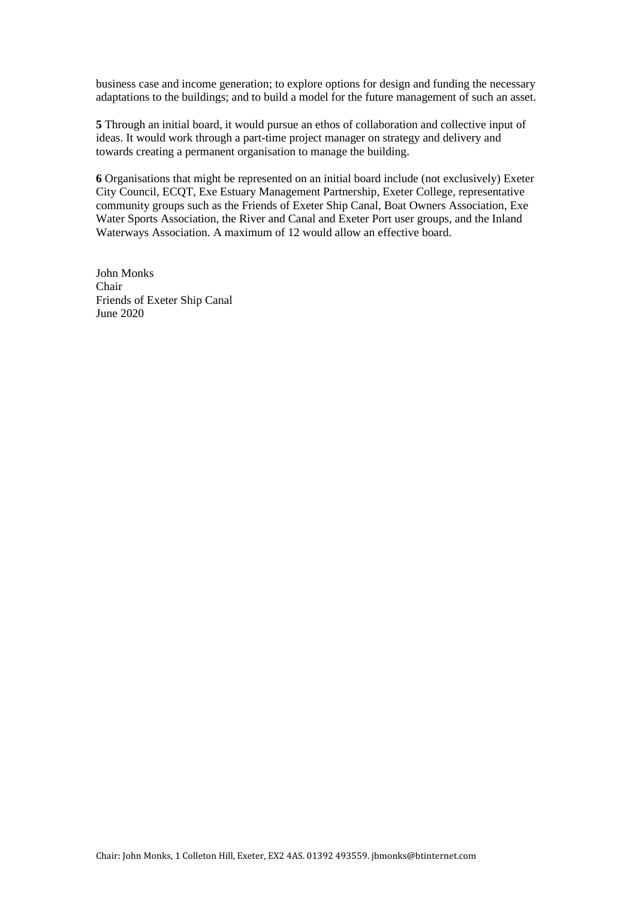business case and income generation; to explore options for design and funding the necessary adaptations to the buildings; and to build a model for the future management of such an asset.

**5** Through an initial board, it would pursue an ethos of collaboration and collective input of ideas. It would work through a part-time project manager on strategy and delivery and towards creating a permanent organisation to manage the building.

**6** Organisations that might be represented on an initial board include (not exclusively) Exeter City Council, ECQT, Exe Estuary Management Partnership, Exeter College, representative community groups such as the Friends of Exeter Ship Canal, Boat Owners Association, Exe Water Sports Association, the River and Canal and Exeter Port user groups, and the Inland Waterways Association. A maximum of 12 would allow an effective board.

John Monks
Chair
Friends of Exeter Ship Canal
June 2020

Chair: John Monks, 1 Colleton Hill, Exeter, EX2 4AS. 01392 493559. jbmonks@btinternet.com